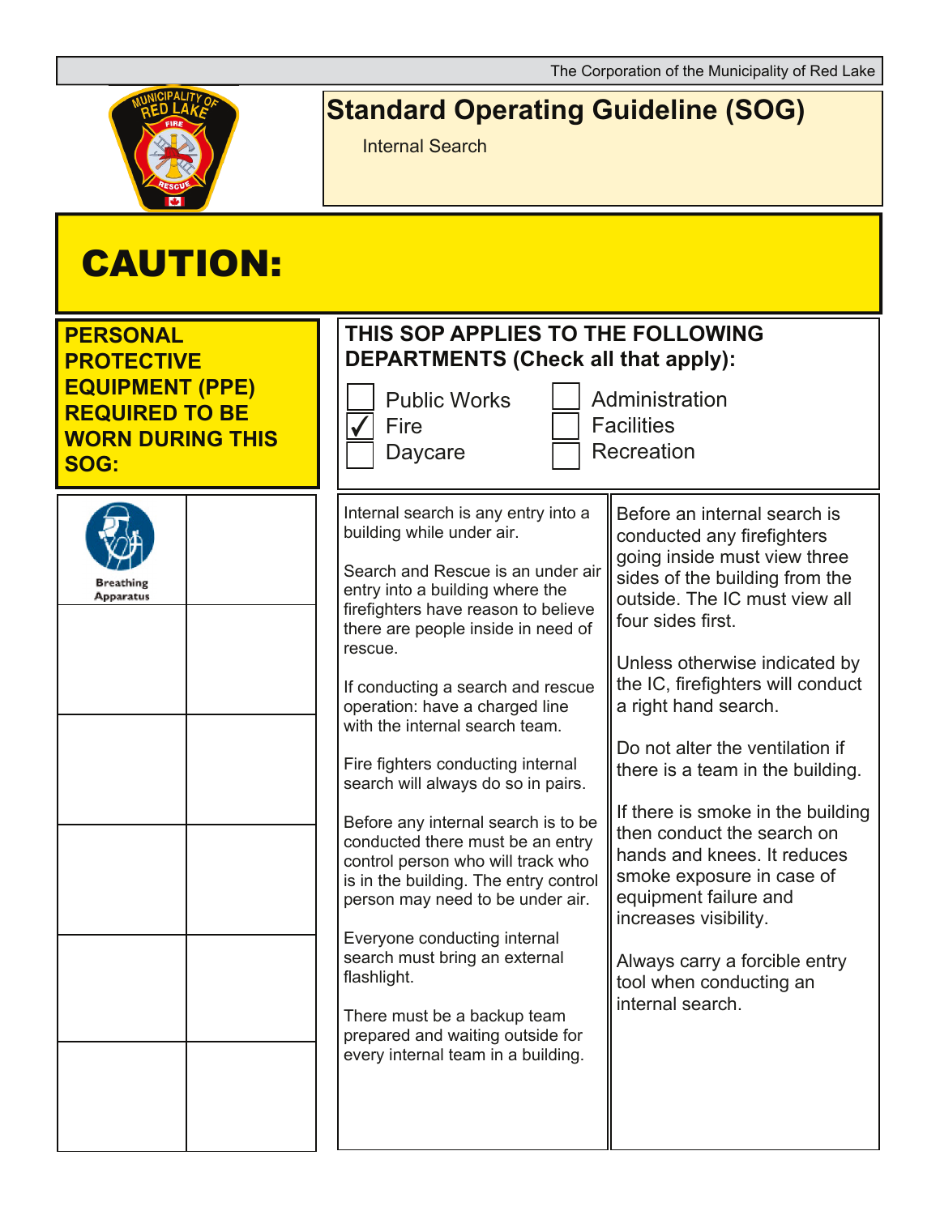The Corporation of the Municipality of Red Lake

# Standard Operating Guideline (SOG)

Internal Search

## CAUTION:

**PERSONAL PROTECTIVE EQUIPMENT (PPE) REQUIRED TO BE WORN DURING THIS SOG:**

Breathing Apparatus

**THIS SOP APPLIES TO THE FOLLOWING DEPARTMENTS (Check all that apply):**

- [ ] Public Works
- [x] Fire
- [ ] Daycare
- [ ] Administration
- [ ] Facilities
- [ ] Recreation

Internal search is any entry into a building while under air.

Search and Rescue is an under air entry into a building where the firefighters have reason to believe there are people inside in need of rescue.

If conducting a search and rescue operation: have a charged line with the internal search team.

Fire fighters conducting internal search will always do so in pairs.

Before any internal search is to be conducted there must be an entry control person who will track who is in the building. The entry control person may need to be under air.

Everyone conducting internal search must bring an external flashlight.

There must be a backup team prepared and waiting outside for every internal team in a building.

Before an internal search is conducted any firefighters going inside must view three sides of the building from the outside. The IC must view all four sides first.

Unless otherwise indicated by the IC, firefighters will conduct a right hand search.

Do not alter the ventilation if there is a team in the building.

If there is smoke in the building then conduct the search on hands and knees. It reduces smoke exposure in case of equipment failure and increases visibility.

Always carry a forcible entry tool when conducting an internal search.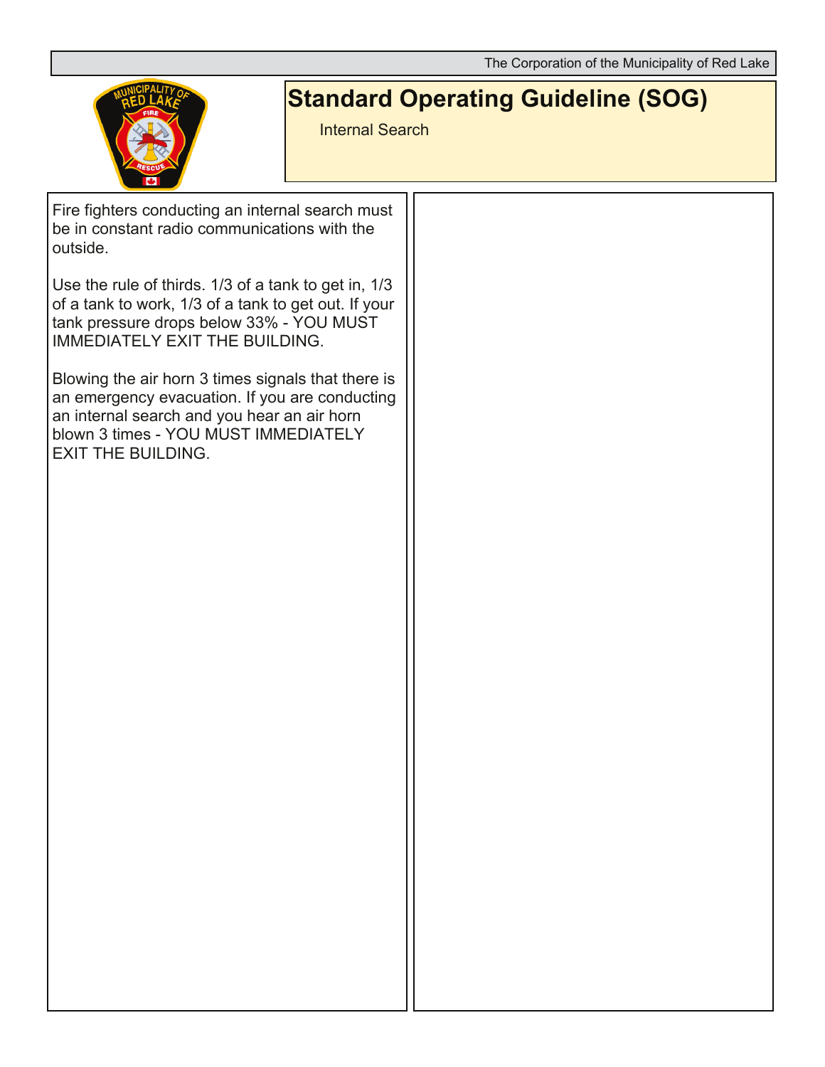# Standard Operating Guideline (SOG)

Internal Search

Fire fighters conducting an internal search must be in constant radio communications with the outside.

Use the rule of thirds. 1/3 of a tank to get in, 1/3 of a tank to work, 1/3 of a tank to get out. If your tank pressure drops below 33% - YOU MUST IMMEDIATELY EXIT THE BUILDING.

Blowing the air horn 3 times signals that there is an emergency evacuation. If you are conducting an internal search and you hear an air horn blown 3 times - YOU MUST IMMEDIATELY EXIT THE BUILDING.